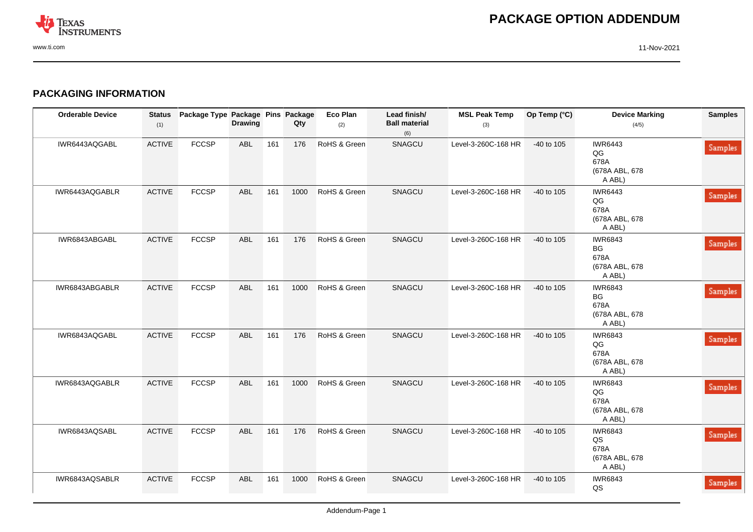## PACKAGING INFORMATION

| Orderable Device | Status (1) | Package Type | Package Drawing | Pins | Package Qty | Eco Plan (2) | Lead finish/ Ball material (6) | MSL Peak Temp (3) | Op Temp (°C) | Device Marking (4/5) | Samples |
|---|---|---|---|---|---|---|---|---|---|---|---|
| IWR6443AQGABL | ACTIVE | FCCSP | ABL | 161 | 176 | RoHS & Green | SNAGCU | Level-3-260C-168 HR | -40 to 105 | IWR6443 QG 678A (678A ABL, 678 A ABL) | Samples |
| IWR6443AQGABLR | ACTIVE | FCCSP | ABL | 161 | 1000 | RoHS & Green | SNAGCU | Level-3-260C-168 HR | -40 to 105 | IWR6443 QG 678A (678A ABL, 678 A ABL) | Samples |
| IWR6843ABGABL | ACTIVE | FCCSP | ABL | 161 | 176 | RoHS & Green | SNAGCU | Level-3-260C-168 HR | -40 to 105 | IWR6843 BG 678A (678A ABL, 678 A ABL) | Samples |
| IWR6843ABGABLR | ACTIVE | FCCSP | ABL | 161 | 1000 | RoHS & Green | SNAGCU | Level-3-260C-168 HR | -40 to 105 | IWR6843 BG 678A (678A ABL, 678 A ABL) | Samples |
| IWR6843AQGABL | ACTIVE | FCCSP | ABL | 161 | 176 | RoHS & Green | SNAGCU | Level-3-260C-168 HR | -40 to 105 | IWR6843 QG 678A (678A ABL, 678 A ABL) | Samples |
| IWR6843AQGABLR | ACTIVE | FCCSP | ABL | 161 | 1000 | RoHS & Green | SNAGCU | Level-3-260C-168 HR | -40 to 105 | IWR6843 QG 678A (678A ABL, 678 A ABL) | Samples |
| IWR6843AQSABL | ACTIVE | FCCSP | ABL | 161 | 176 | RoHS & Green | SNAGCU | Level-3-260C-168 HR | -40 to 105 | IWR6843 QS 678A (678A ABL, 678 A ABL) | Samples |
| IWR6843AQSABLR | ACTIVE | FCCSP | ABL | 161 | 1000 | RoHS & Green | SNAGCU | Level-3-260C-168 HR | -40 to 105 | IWR6843 QS | Samples |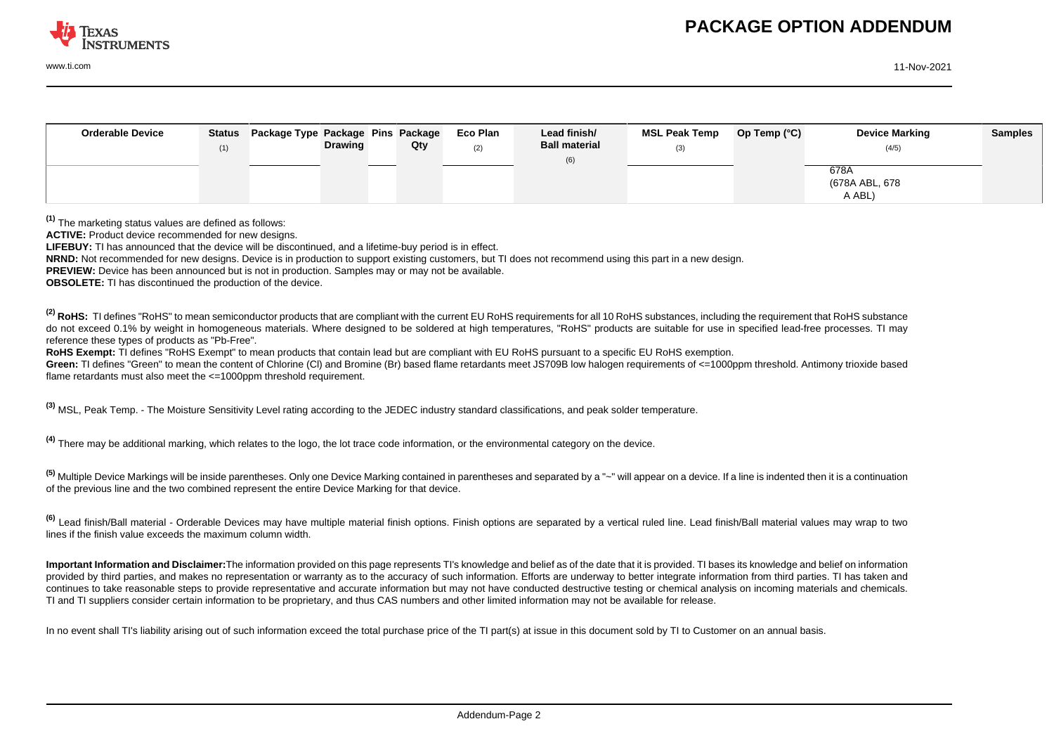| Orderable Device | Status (1) | Package Type | Package Drawing | Pins | Package Qty | Eco Plan (2) | Lead finish/ Ball material (6) | MSL Peak Temp (3) | Op Temp (°C) | Device Marking (4/5) | Samples |
|---|---|---|---|---|---|---|---|---|---|---|---|
| | | | | | | | | | | 678A (678A ABL, 678 A ABL) | |

**(1)** The marketing status values are defined as follows:

**ACTIVE:** Product device recommended for new designs.

**LIFEBUY:** TI has announced that the device will be discontinued, and a lifetime-buy period is in effect.

**NRND:** Not recommended for new designs. Device is in production to support existing customers, but TI does not recommend using this part in a new design.

**PREVIEW:** Device has been announced but is not in production. Samples may or may not be available.

**OBSOLETE:** TI has discontinued the production of the device.

**(2) RoHS:** TI defines "RoHS" to mean semiconductor products that are compliant with the current EU RoHS requirements for all 10 RoHS substances, including the requirement that RoHS substance do not exceed 0.1% by weight in homogeneous materials. Where designed to be soldered at high temperatures, "RoHS" products are suitable for use in specified lead-free processes. TI may reference these types of products as "Pb-Free".

**RoHS Exempt:** TI defines "RoHS Exempt" to mean products that contain lead but are compliant with EU RoHS pursuant to a specific EU RoHS exemption.

**Green:** TI defines "Green" to mean the content of Chlorine (Cl) and Bromine (Br) based flame retardants meet JS709B low halogen requirements of <=1000ppm threshold. Antimony trioxide based flame retardants must also meet the <=1000ppm threshold requirement.

**(3)** MSL, Peak Temp. - The Moisture Sensitivity Level rating according to the JEDEC industry standard classifications, and peak solder temperature.

**(4)** There may be additional marking, which relates to the logo, the lot trace code information, or the environmental category on the device.

**(5)** Multiple Device Markings will be inside parentheses. Only one Device Marking contained in parentheses and separated by a "~" will appear on a device. If a line is indented then it is a continuation of the previous line and the two combined represent the entire Device Marking for that device.

**(6)** Lead finish/Ball material - Orderable Devices may have multiple material finish options. Finish options are separated by a vertical ruled line. Lead finish/Ball material values may wrap to two lines if the finish value exceeds the maximum column width.

**Important Information and Disclaimer:**The information provided on this page represents TI's knowledge and belief as of the date that it is provided. TI bases its knowledge and belief on information provided by third parties, and makes no representation or warranty as to the accuracy of such information. Efforts are underway to better integrate information from third parties. TI has taken and continues to take reasonable steps to provide representative and accurate information but may not have conducted destructive testing or chemical analysis on incoming materials and chemicals. TI and TI suppliers consider certain information to be proprietary, and thus CAS numbers and other limited information may not be available for release.

In no event shall TI's liability arising out of such information exceed the total purchase price of the TI part(s) at issue in this document sold by TI to Customer on an annual basis.